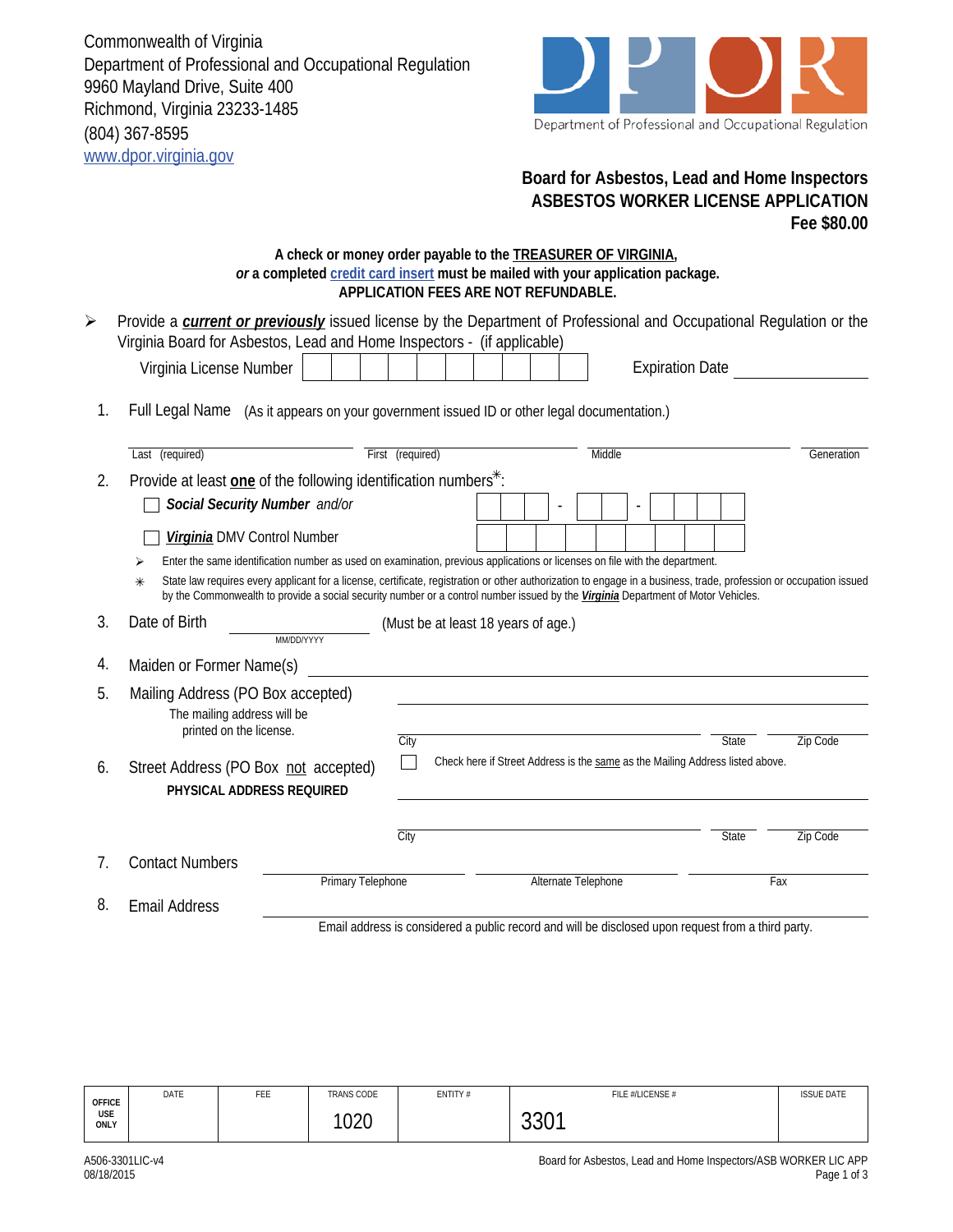Commonwealth of Virginia
Department of Professional and Occupational Regulation
9960 Mayland Drive, Suite 400
Richmond, Virginia 23233-1485
(804) 367-8595
www.dpor.virginia.gov

DPOR
Department of Professional and Occupational Regulation

## Board for Asbestos, Lead and Home Inspectors
## ASBESTOS WORKER LICENSE APPLICATION
## Fee $80.00

**A check or money order payable to the TREASURER OF VIRGINIA,**
***or*** **a completed credit card insert must be mailed with your application package.**
**APPLICATION FEES ARE NOT REFUNDABLE.**

➢ Provide a ***current or previously*** issued license by the Department of Professional and Occupational Regulation or the Virginia Board for Asbestos, Lead and Home Inspectors - (if applicable)

Virginia License Number ____________ Expiration Date ____________

1. Full Legal Name (As it appears on your government issued ID or other legal documentation.)

   Last (required) ____________ First (required) ____________ Middle ____________ Generation ____________

2. Provide at least **one** of the following identification numbers✳:

   ☐ ***Social Security Number*** *and/or* ___ ___ ___ - ___ ___ - ___ ___ ___ ___

   ☐ ***Virginia*** DMV Control Number ____________

   ➢ Enter the same identification number as used on examination, previous applications or licenses on file with the department.

   ✳ State law requires every applicant for a license, certificate, registration or other authorization to engage in a business, trade, profession or occupation issued by the Commonwealth to provide a social security number or a control number issued by the ***Virginia*** Department of Motor Vehicles.

3. Date of Birth ____________ (MM/DD/YYYY) (Must be at least 18 years of age.)

4. Maiden or Former Name(s) ____________

5. Mailing Address (PO Box accepted)
   The mailing address will be printed on the license.

   ____________
   City ____________ State ____________ Zip Code ____________

6. Street Address (PO Box not accepted)
   **PHYSICAL ADDRESS REQUIRED**

   ☐ Check here if Street Address is the same as the Mailing Address listed above.

   ____________
   City ____________ State ____________ Zip Code ____________

7. Contact Numbers ____________ Primary Telephone ____________ Alternate Telephone ____________ Fax

8. Email Address ____________

   Email address is considered a public record and will be disclosed upon request from a third party.

| OFFICE USE ONLY | DATE | FEE | TRANS CODE | ENTITY # | FILE #/LICENSE # | ISSUE DATE |
|---|---|---|---|---|---|---|
| | | | 1020 | | 3301 | |

A506-3301LIC-v4
08/18/2015

Board for Asbestos, Lead and Home Inspectors/ASB WORKER LIC APP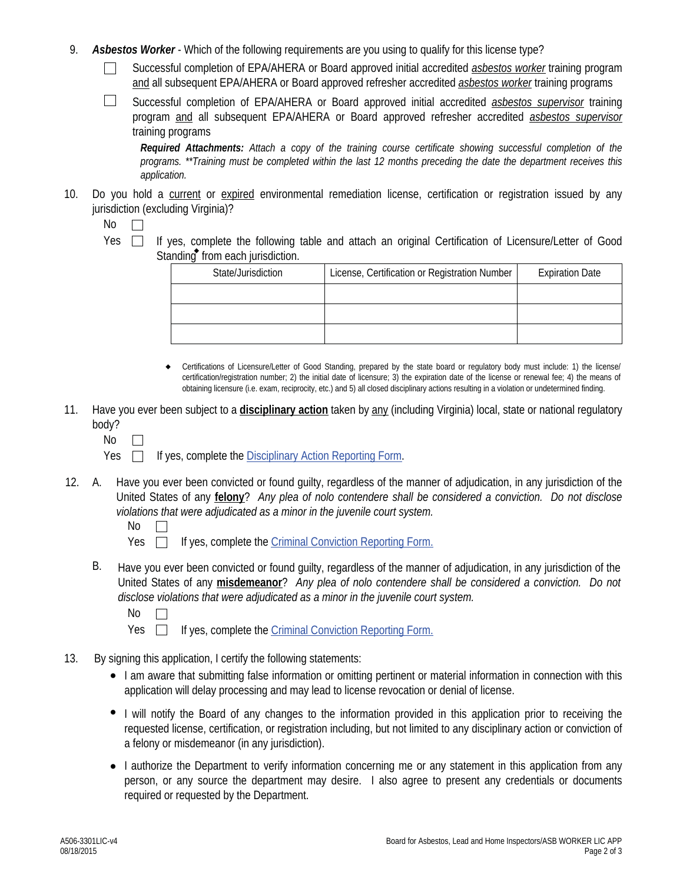9. ***Asbestos Worker*** - Which of the following requirements are you using to qualify for this license type?

   ☐ Successful completion of EPA/AHERA or Board approved initial accredited *asbestos worker* training program and all subsequent EPA/AHERA or Board approved refresher accredited *asbestos worker* training programs

   ☐ Successful completion of EPA/AHERA or Board approved initial accredited *asbestos supervisor* training program and all subsequent EPA/AHERA or Board approved refresher accredited *asbestos supervisor* training programs

   ***Required Attachments:*** *Attach a copy of the training course certificate showing successful completion of the programs. **Training must be completed within the last 12 months preceding the date the department receives this application.*

10. Do you hold a current or expired environmental remediation license, certification or registration issued by any jurisdiction (excluding Virginia)?

    No ☐

    Yes ☐ If yes, complete the following table and attach an original Certification of Licensure/Letter of Good Standing◆ from each jurisdiction.

    | State/Jurisdiction | License, Certification or Registration Number | Expiration Date |
    |---|---|---|
    | | | |
    | | | |
    | | | |

    ◆ Certifications of Licensure/Letter of Good Standing, prepared by the state board or regulatory body must include: 1) the license/ certification/registration number; 2) the initial date of licensure; 3) the expiration date of the license or renewal fee; 4) the means of obtaining licensure (i.e. exam, reciprocity, etc.) and 5) all closed disciplinary actions resulting in a violation or undetermined finding.

11. Have you ever been subject to a **disciplinary action** taken by any (including Virginia) local, state or national regulatory body?

    No ☐

    Yes ☐ If yes, complete the Disciplinary Action Reporting Form.

12. A. Have you ever been convicted or found guilty, regardless of the manner of adjudication, in any jurisdiction of the United States of any **felony**? *Any plea of nolo contendere shall be considered a conviction. Do not disclose violations that were adjudicated as a minor in the juvenile court system.*

    No ☐

    Yes ☐ If yes, complete the Criminal Conviction Reporting Form.

    B. Have you ever been convicted or found guilty, regardless of the manner of adjudication, in any jurisdiction of the United States of any **misdemeanor**? *Any plea of nolo contendere shall be considered a conviction. Do not disclose violations that were adjudicated as a minor in the juvenile court system.*

    No ☐

    Yes ☐ If yes, complete the Criminal Conviction Reporting Form.

13. By signing this application, I certify the following statements:

    - I am aware that submitting false information or omitting pertinent or material information in connection with this application will delay processing and may lead to license revocation or denial of license.
    - I will notify the Board of any changes to the information provided in this application prior to receiving the requested license, certification, or registration including, but not limited to any disciplinary action or conviction of a felony or misdemeanor (in any jurisdiction).
    - I authorize the Department to verify information concerning me or any statement in this application from any person, or any source the department may desire. I also agree to present any credentials or documents required or requested by the Department.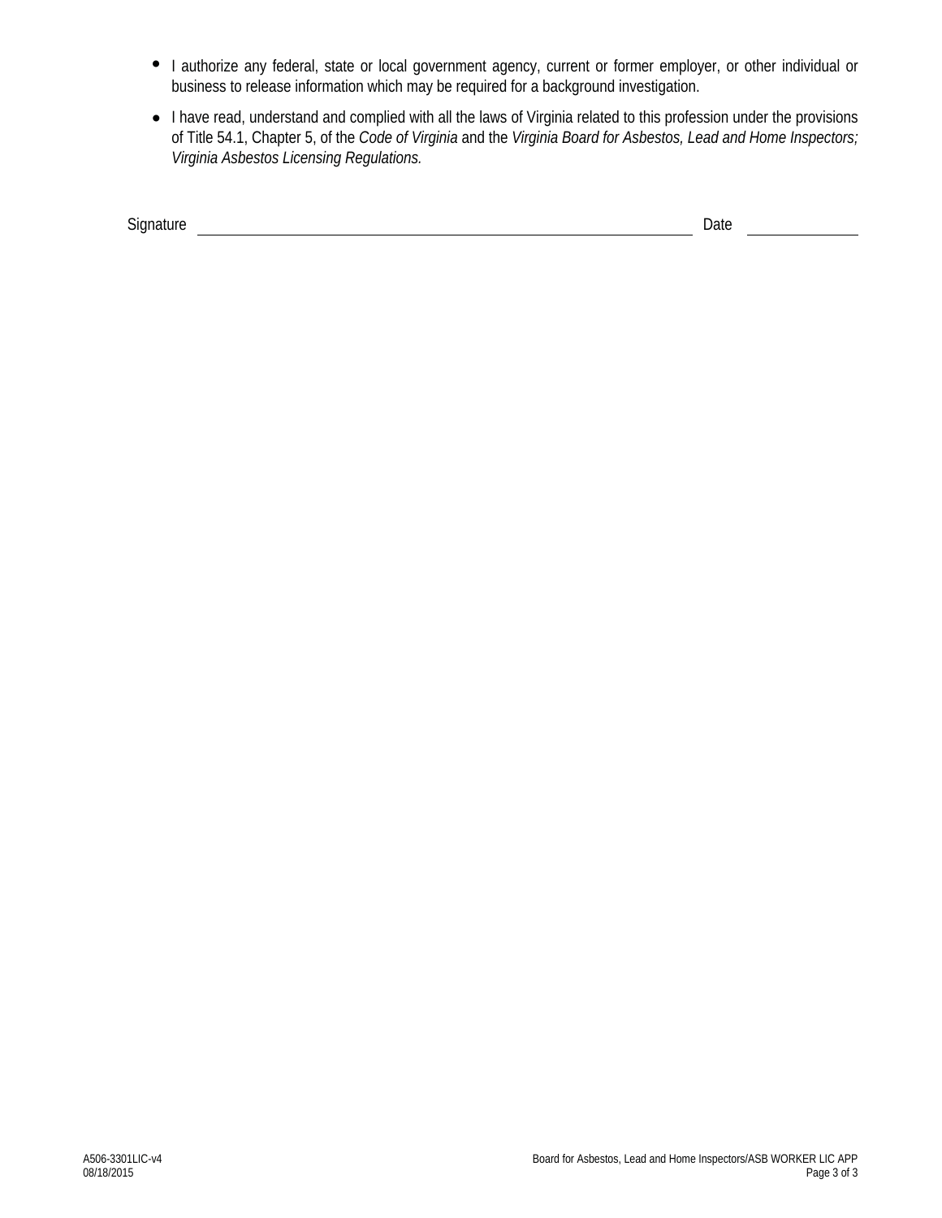- I authorize any federal, state or local government agency, current or former employer, or other individual or business to release information which may be required for a background investigation.
- I have read, understand and complied with all the laws of Virginia related to this profession under the provisions of Title 54.1, Chapter 5, of the *Code of Virginia* and the *Virginia Board for Asbestos, Lead and Home Inspectors; Virginia Asbestos Licensing Regulations.*

Signature ______________________________________________ Date ____________

A506-3301LIC-v4
08/18/2015

Board for Asbestos, Lead and Home Inspectors/ASB WORKER LIC APP